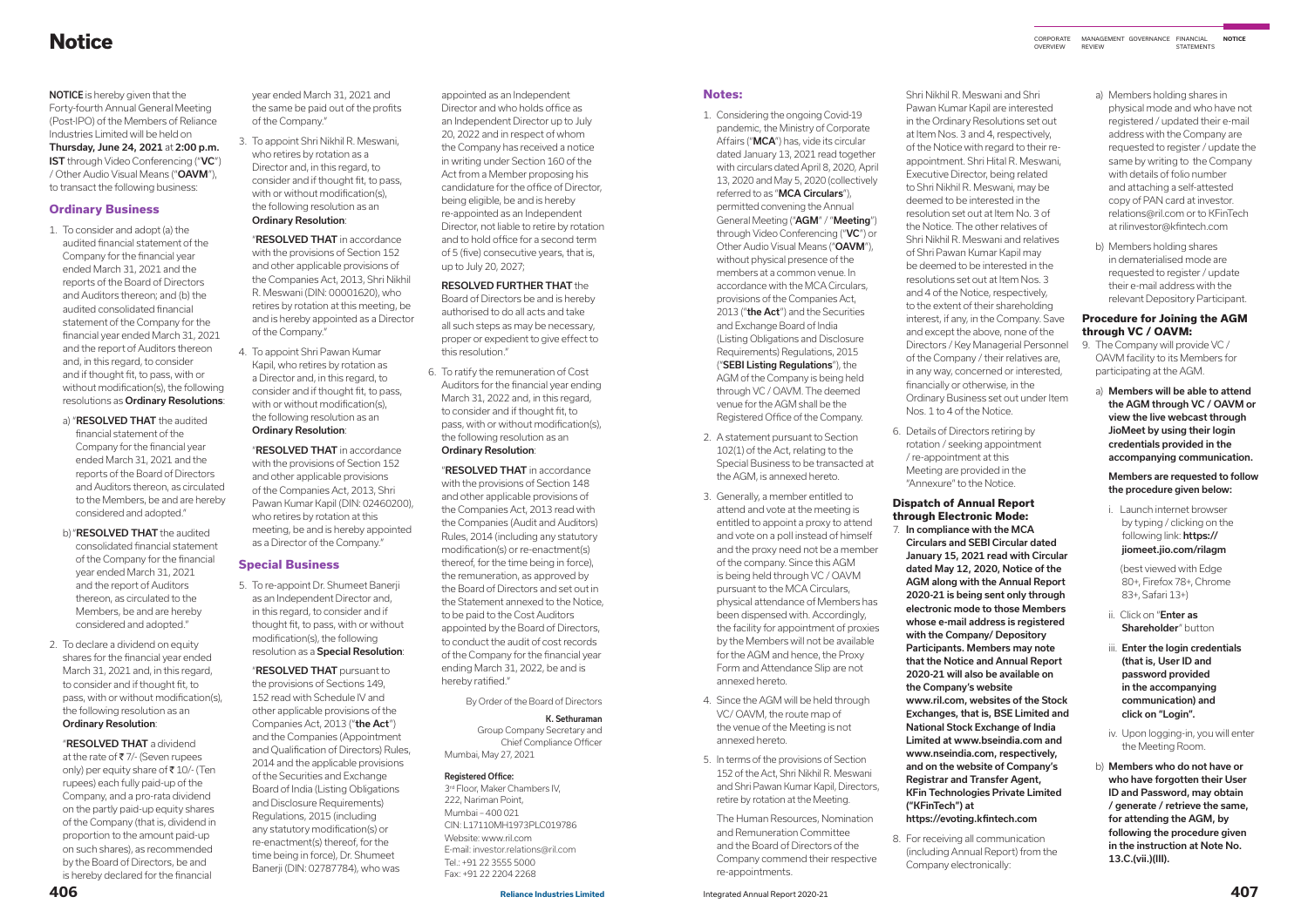# Notice

**NOTICE** is hereby given that the Forty-fourth Annual General Meeting (Post-IPO) of the Members of Reliance Industries Limited will be held on **Thursday, June 24, 2021** at **2:00 p.m. IST** through Video Conferencing ("**VC**") / Other Audio Visual Means ("**OAVM**"), to transact the following business:

## Ordinary Business

1. To consider and adopt (a) the audited financial statement of the Company for the financial year ended March 31, 2021 and the reports of the Board of Directors and Auditors thereon; and (b) the audited consolidated financial statement of the Company for the financial year ended March 31, 2021 and the report of Auditors thereon and, in this regard, to consider and if thought fit, to pass, with or without modification(s), the following resolutions as **Ordinary Resolutions**:

   a) "**RESOLVED THAT** the audited financial statement of the Company for the financial year ended March 31, 2021 and the reports of the Board of Directors and Auditors thereon, as circulated to the Members, be and are hereby considered and adopted."

   b) "**RESOLVED THAT** the audited consolidated financial statement of the Company for the financial year ended March 31, 2021 and the report of Auditors thereon, as circulated to the Members, be and are hereby considered and adopted."

2. To declare a dividend on equity shares for the financial year ended March 31, 2021 and, in this regard, to consider and if thought fit, to pass, with or without modification(s), the following resolution as an **Ordinary Resolution**:

   "**RESOLVED THAT** a dividend at the rate of ₹ 7/- (Seven rupees only) per equity share of ₹ 10/- (Ten rupees) each fully paid-up of the Company, and a pro-rata dividend on the partly paid-up equity shares of the Company (that is, dividend in proportion to the amount paid-up on such shares), as recommended by the Board of Directors, be and is hereby declared for the financial year ended March 31, 2021 and the same be paid out of the profits of the Company."

3. To appoint Shri Nikhil R. Meswani, who retires by rotation as a Director and, in this regard, to consider and if thought fit, to pass, with or without modification(s), the following resolution as an **Ordinary Resolution**:

   "**RESOLVED THAT** in accordance with the provisions of Section 152 and other applicable provisions of the Companies Act, 2013, Shri Nikhil R. Meswani (DIN: 00001620), who retires by rotation at this meeting, be and is hereby appointed as a Director of the Company."

4. To appoint Shri Pawan Kumar Kapil, who retires by rotation as a Director and, in this regard, to consider and if thought fit, to pass, with or without modification(s), the following resolution as an **Ordinary Resolution**:

   "**RESOLVED THAT** in accordance with the provisions of Section 152 and other applicable provisions of the Companies Act, 2013, Shri Pawan Kumar Kapil (DIN: 02460200), who retires by rotation at this meeting, be and is hereby appointed as a Director of the Company."

## Special Business

5. To re-appoint Dr. Shumeet Banerji as an Independent Director and, in this regard, to consider and if thought fit, to pass, with or without modification(s), the following resolution as a **Special Resolution**:

   "**RESOLVED THAT** pursuant to the provisions of Sections 149, 152 read with Schedule IV and other applicable provisions of the Companies Act, 2013 ("**the Act**") and the Companies (Appointment and Qualification of Directors) Rules, 2014 and the applicable provisions of the Securities and Exchange Board of India (Listing Obligations and Disclosure Requirements) Regulations, 2015 (including any statutory modification(s) or re-enactment(s) thereof, for the time being in force), Dr. Shumeet Banerji (DIN: 02787784), who was appointed as an Independent Director and who holds office as an Independent Director up to July 20, 2022 and in respect of whom the Company has received a notice in writing under Section 160 of the Act from a Member proposing his candidature for the office of Director, being eligible, be and is hereby re-appointed as an Independent Director, not liable to retire by rotation and to hold office for a second term of 5 (five) consecutive years, that is, up to July 20, 2027;

   **RESOLVED FURTHER THAT** the Board of Directors be and is hereby authorised to do all acts and take all such steps as may be necessary, proper or expedient to give effect to this resolution."

6. To ratify the remuneration of Cost Auditors for the financial year ending March 31, 2022 and, in this regard, to consider and if thought fit, to pass, with or without modification(s), the following resolution as an **Ordinary Resolution**:

   "**RESOLVED THAT** in accordance with the provisions of Section 148 and other applicable provisions of the Companies Act, 2013 read with the Companies (Audit and Auditors) Rules, 2014 (including any statutory modification(s) or re-enactment(s) thereof, for the time being in force), the remuneration, as approved by the Board of Directors and set out in the Statement annexed to the Notice, to be paid to the Cost Auditors appointed by the Board of Directors, to conduct the audit of cost records of the Company for the financial year ending March 31, 2022, be and is hereby ratified."

By Order of the Board of Directors

**K. Sethuraman**
Group Company Secretary and Chief Compliance Officer

Mumbai, May 27, 2021

**Registered Office:**
3rd Floor, Maker Chambers IV,
222, Nariman Point,
Mumbai - 400 021
CIN: L17110MH1973PLC019786
Website: www.ril.com
E-mail: investor.relations@ril.com
Tel.: +91 22 3555 5000
Fax: +91 22 2204 2268

## Notes:

1. Considering the ongoing Covid-19 pandemic, the Ministry of Corporate Affairs ("**MCA**") has, vide its circular dated January 13, 2021 read together with circulars dated April 8, 2020, April 13, 2020 and May 5, 2020 (collectively referred to as "**MCA Circulars**"), permitted convening the Annual General Meeting ("**AGM**" / "**Meeting**") through Video Conferencing ("**VC**") or Other Audio Visual Means ("**OAVM**"), without physical presence of the members at a common venue. In accordance with the MCA Circulars, provisions of the Companies Act, 2013 ("**the Act**") and the Securities and Exchange Board of India (Listing Obligations and Disclosure Requirements) Regulations, 2015 ("**SEBI Listing Regulations**"), the AGM of the Company is being held through VC / OAVM. The deemed venue for the AGM shall be the Registered Office of the Company.

2. A statement pursuant to Section 102(1) of the Act, relating to the Special Business to be transacted at the AGM, is annexed hereto.

3. Generally, a member entitled to attend and vote at the meeting is entitled to appoint a proxy to attend and vote on a poll instead of himself and the proxy need not be a member of the Company. Since this AGM is being held through VC / OAVM pursuant to the MCA Circulars, physical attendance of Members has been dispensed with. Accordingly, the facility for appointment of proxies by the Members will not be available for the AGM and hence, the Proxy Form and Attendance Slip are not annexed hereto.

4. Since the AGM will be held through VC/ OAVM, the route map of the venue of the Meeting is not annexed hereto.

5. In terms of the provisions of Section 152 of the Act, Shri Nikhil R. Meswani and Shri Pawan Kumar Kapil, Directors, retire by rotation at the Meeting.

   The Human Resources, Nomination and Remuneration Committee and the Board of Directors of the Company commend their respective re-appointments.

   Shri Nikhil R. Meswani and Shri Pawan Kumar Kapil are interested in the Ordinary Resolutions set out at Item Nos. 3 and 4, respectively, of the Notice with regard to their re-appointment. Shri Hital R. Meswani, Executive Director, being related to Shri Nikhil R. Meswani, may be deemed to be interested in the resolution set out at Item No. 3 of the Notice. The other relatives of Shri Nikhil R. Meswani and relatives of Shri Pawan Kumar Kapil may be deemed to be interested in the resolutions set out at Item Nos. 3 and 4 of the Notice, respectively, to the extent of their shareholding interest, if any, in the Company. Save and except the above, none of the Directors / Key Managerial Personnel of the Company / their relatives are, in any way, concerned or interested, financially or otherwise, in the Ordinary Business set out under Item Nos. 1 to 4 of the Notice.

6. Details of Directors retiring by rotation / seeking appointment / re-appointment at this Meeting are provided in the "Annexure" to the Notice.

### Dispatch of Annual Report through Electronic Mode:

7. **In compliance with the MCA Circulars and SEBI Circular dated January 15, 2021 read with Circular dated May 12, 2020, Notice of the AGM along with the Annual Report 2020-21 is being sent only through electronic mode to those Members whose e-mail address is registered with the Company/ Depository Participants. Members may note that the Notice and Annual Report 2020-21 will also be available on the Company's website www.ril.com, websites of the Stock Exchanges, that is, BSE Limited and National Stock Exchange of India Limited at www.bseindia.com and www.nseindia.com, respectively, and on the website of Company's Registrar and Transfer Agent, KFin Technologies Private Limited ("KFinTech") at https://evoting.kfintech.com**

8. For receiving all communication (including Annual Report) from the Company electronically:

   a) Members holding shares in physical mode and who have not registered / updated their e-mail address with the Company are requested to register / update the same by writing to the Company with details of folio number and attaching a self-attested copy of PAN card at investor.relations@ril.com or to KFinTech at rilinvestor@kfintech.com

   b) Members holding shares in dematerialised mode are requested to register / update their e-mail address with the relevant Depository Participant.

### Procedure for Joining the AGM through VC / OAVM:

9. The Company will provide VC / OAVM facility to its Members for participating at the AGM.

   a) **Members will be able to attend the AGM through VC / OAVM or view the live webcast through JioMeet by using their login credentials provided in the accompanying communication.**

      **Members are requested to follow the procedure given below:**

      i. Launch internet browser by typing / clicking on the following link: **https://jiomeet.jio.com/rilagm**

         (best viewed with Edge 80+, Firefox 78+, Chrome 83+, Safari 13+)

      ii. Click on "**Enter as Shareholder**" button

      iii. **Enter the login credentials (that is, User ID and password provided in the accompanying communication) and click on "Login".**

      iv. Upon logging-in, you will enter the Meeting Room.

   b) **Members who do not have or who have forgotten their User ID and Password, may obtain / generate / retrieve the same, for attending the AGM, by following the procedure given in the instruction at Note No. 13.C.(vii.)(III).**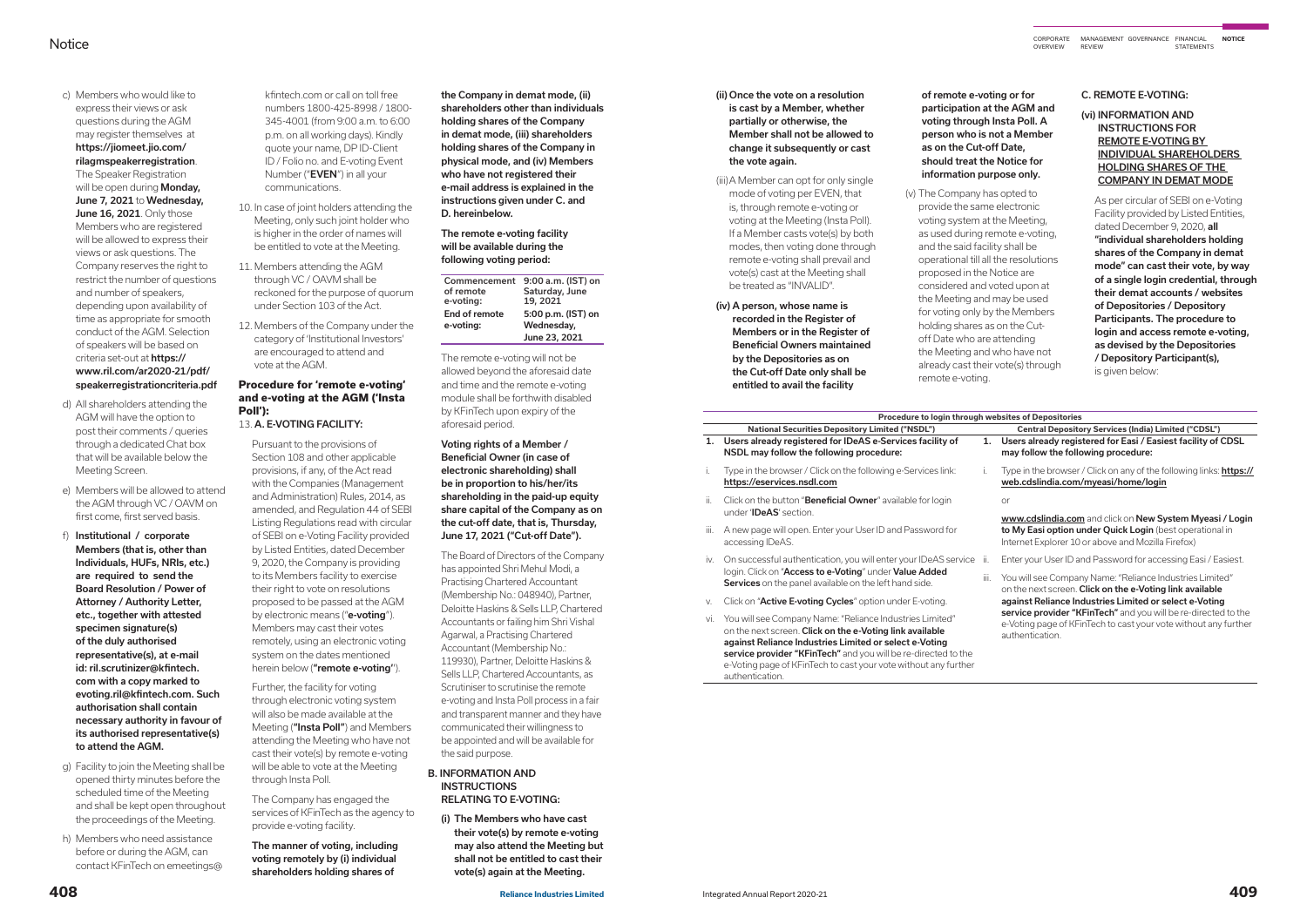c) Members who would like to express their views or ask questions during the AGM may register themselves at **https://jiomeet.jio.com/rilagmspeakerregistration**. The Speaker Registration will be open during **Monday, June 7, 2021** to **Wednesday, June 16, 2021**. Only those Members who are registered will be allowed to express their views or ask questions. The Company reserves the right to restrict the number of questions and number of speakers, depending upon availability of time as appropriate for smooth conduct of the AGM. Selection of speakers will be based on criteria set-out at **https://www.ril.com/ar2020-21/pdf/speakerregistrationcriteria.pdf**

d) All shareholders attending the AGM will have the option to post their comments / queries through a dedicated Chat box that will be available below the Meeting Screen.

e) Members will be allowed to attend the AGM through VC / OAVM on first come, first served basis.

f) **Institutional / corporate Members (that is, other than Individuals, HUFs, NRIs, etc.) are required to send the Board Resolution / Power of Attorney / Authority Letter, etc., together with attested specimen signature(s) of the duly authorised representative(s), at e-mail id: ril.scrutinizer@kfintech.com with a copy marked to evoting.ril@kfintech.com. Such authorisation shall contain necessary authority in favour of its authorised representative(s) to attend the AGM.**

g) Facility to join the Meeting shall be opened thirty minutes before the scheduled time of the Meeting and shall be kept open throughout the proceedings of the Meeting.

h) Members who need assistance before or during the AGM, can contact KFinTech on emeetings@kfintech.com or call on toll free numbers 1800-425-8998 / 1800-345-4001 (from 9:00 a.m. to 6:00 p.m. on all working days). Kindly quote your name, DP ID-Client ID / Folio no. and E-voting Event Number ("**EVEN**") in all your communications.

10. In case of joint holders attending the Meeting, only such joint holder who is higher in the order of names will be entitled to vote at the Meeting.

11. Members attending the AGM through VC / OAVM shall be reckoned for the purpose of quorum under Section 103 of the Act.

12. Members of the Company under the category of 'Institutional Investors' are encouraged to attend and vote at the AGM.

## Procedure for 'remote e-voting' and e-voting at the AGM ('Insta Poll'):

13. **A. E-VOTING FACILITY:**

Pursuant to the provisions of Section 108 and other applicable provisions, if any, of the Act read with the Companies (Management and Administration) Rules, 2014, as amended, and Regulation 44 of SEBI Listing Regulations read with circular of SEBI on e-Voting Facility provided by Listed Entities, dated December 9, 2020, the Company is providing to its Members facility to exercise their right to vote on resolutions proposed to be passed at the AGM by electronic means ("**e-voting**"). Members may cast their votes remotely, using an electronic voting system on the dates mentioned herein below (**"remote e-voting"**).

Further, the facility for voting through electronic voting system will also be made available at the Meeting (**"Insta Poll"**) and Members attending the Meeting who have not cast their vote(s) by remote e-voting will be able to vote at the Meeting through Insta Poll.

The Company has engaged the services of KFinTech as the agency to provide e-voting facility.

**The manner of voting, including voting remotely by (i) individual shareholders holding shares of the Company in demat mode, (ii) shareholders other than individuals holding shares of the Company in demat mode, (iii) shareholders holding shares of the Company in physical mode, and (iv) Members who have not registered their e-mail address is explained in the instructions given under C. and D. hereinbelow.**

**The remote e-voting facility will be available during the following voting period:**

| | |
|---|---|
| **Commencement of remote e-voting:** | **9:00 a.m. (IST) on Saturday, June 19, 2021** |
| **End of remote e-voting:** | **5:00 p.m. (IST) on Wednesday, June 23, 2021** |

The remote e-voting will not be allowed beyond the aforesaid date and time and the remote e-voting module shall be forthwith disabled by KFinTech upon expiry of the aforesaid period.

**Voting rights of a Member / Beneficial Owner (in case of electronic shareholding) shall be in proportion to his/her/its shareholding in the paid-up equity share capital of the Company as on the cut-off date, that is, Thursday, June 17, 2021 ("Cut-off Date").**

The Board of Directors of the Company has appointed Shri Mehul Modi, a Practising Chartered Accountant (Membership No.: 048940), Partner, Deloitte Haskins & Sells LLP, Chartered Accountants or failing him Shri Vishal Agarwal, a Practising Chartered Accountant (Membership No.: 119930), Partner, Deloitte Haskins & Sells LLP, Chartered Accountants, as Scrutiniser to scrutinise the remote e-voting and Insta Poll process in a fair and transparent manner and they have communicated their willingness to be appointed and will be available for the said purpose.

**B. INFORMATION AND INSTRUCTIONS RELATING TO E-VOTING:**

**(i) The Members who have cast their vote(s) by remote e-voting may also attend the Meeting but shall not be entitled to cast their vote(s) again at the Meeting.**

**(ii) Once the vote on a resolution is cast by a Member, whether partially or otherwise, the Member shall not be allowed to change it subsequently or cast the vote again.**

(iii) A Member can opt for only single mode of voting per EVEN, that is, through remote e-voting or voting at the Meeting (Insta Poll). If a Member casts vote(s) by both modes, then voting done through remote e-voting shall prevail and vote(s) cast at the Meeting shall be treated as "INVALID".

**(iv) A person, whose name is recorded in the Register of Members or in the Register of Beneficial Owners maintained by the Depositories as on the Cut-off Date only shall be entitled to avail the facility of remote e-voting or for participation at the AGM and voting through Insta Poll. A person who is not a Member as on the Cut-off Date, should treat the Notice for information purpose only.**

(v) The Company has opted to provide the same electronic voting system at the Meeting, as used during remote e-voting, and the said facility shall be operational till all the resolutions proposed in the Notice are considered and voted upon at the Meeting and may be used for voting only by the Members holding shares as on the Cut-off Date who are attending the Meeting and who have not already cast their vote(s) through remote e-voting.

**C. REMOTE E-VOTING:**

**(vi) INFORMATION AND INSTRUCTIONS FOR REMOTE E-VOTING BY INDIVIDUAL SHAREHOLDERS HOLDING SHARES OF THE COMPANY IN DEMAT MODE**

As per circular of SEBI on e-Voting Facility provided by Listed Entities, dated December 9, 2020, **all "individual shareholders holding shares of the Company in demat mode" can cast their vote, by way of a single login credential, through their demat accounts / websites of Depositories / Depository Participants. The procedure to login and access remote e-voting, as devised by the Depositories / Depository Participant(s),** is given below:

**Procedure to login through websites of Depositories**

| National Securities Depository Limited ("NSDL") | Central Depository Services (India) Limited ("CDSL") |
|---|---|
| **1. Users already registered for IDeAS e-Services facility of NSDL may follow the following procedure:** | **1. Users already registered for Easi / Easiest facility of CDSL may follow the following procedure:** |
| i. Type in the browser / Click on the following e-Services link: **https://eservices.nsdl.com** | i. Type in the browser / Click on any of the following links: **https://web.cdslindia.com/myeasi/home/login** or **www.cdslindia.com** and click on **New System Myeasi / Login to My Easi option under Quick Login** (best operational in Internet Explorer 10 or above and Mozilla Firefox) |
| ii. Click on the button "**Beneficial Owner**" available for login under '**IDeAS**' section. | ii. Enter your User ID and Password for accessing Easi / Easiest. |
| iii. A new page will open. Enter your User ID and Password for accessing IDeAS. | iii. You will see Company Name: "Reliance Industries Limited" on the next screen. **Click on the e-Voting link available against Reliance Industries Limited or select e-Voting service provider "KFinTech"** and you will be re-directed to the e-Voting page of KFinTech to cast your vote without any further authentication. |
| iv. On successful authentication, you will enter your IDeAS service login. Click on "**Access to e-Voting**" under **Value Added Services** on the panel available on the left hand side. | |
| v. Click on "**Active E-voting Cycles**" option under E-voting. | |
| vi. You will see Company Name: "Reliance Industries Limited" on the next screen. **Click on the e-Voting link available against Reliance Industries Limited or select e-Voting service provider "KFinTech"** and you will be re-directed to the e-Voting page of KFinTech to cast your vote without any further authentication. | |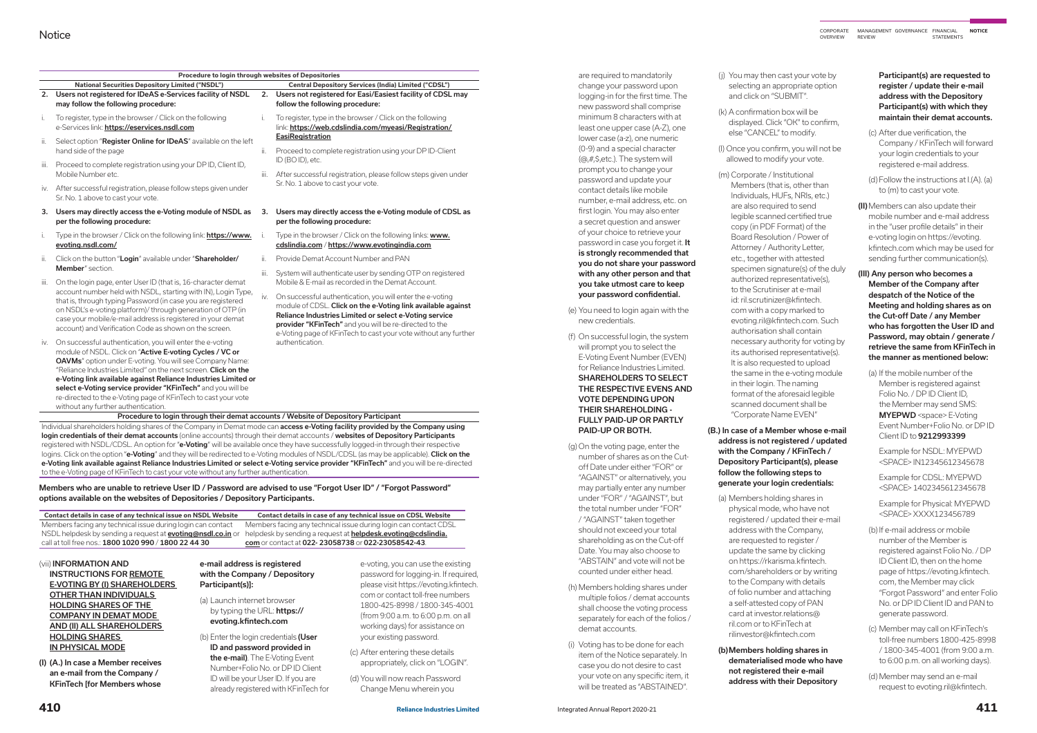**Procedure to login through websites of Depositories**

| National Securities Depository Limited ("NSDL") | Central Depository Services (India) Limited ("CDSL") |
|---|---|
| **2. Users not registered for IDeAS e-Services facility of NSDL may follow the following procedure:** | **2. Users not registered for Easi/Easiest facility of CDSL may follow the following procedure:** |
| i. To register, type in the browser / Click on the following e-Services link: **https://eservices.nsdl.com** | i. To register, type in the browser / Click on the following link: **https://web.cdslindia.com/myeasi/Registration/EasiRegistration** |
| ii. Select option "**Register Online for IDeAS**" available on the left hand side of the page | ii. Proceed to complete registration using your DP ID-Client ID (BO ID), etc. |
| iii. Proceed to complete registration using your DP ID, Client ID, Mobile Number etc. | iii. After successful registration, please follow steps given under Sr. No. 1 above to cast your vote. |
| iv. After successful registration, please follow steps given under Sr. No. 1 above to cast your vote. | |
| **3. Users may directly access the e-Voting module of NSDL as per the following procedure:** | **3. Users may directly access the e-Voting module of CDSL as per the following procedure:** |
| i. Type in the browser / Click on the following link: **https://www.evoting.nsdl.com/** | i. Type in the browser / Click on the following links: **www.cdslindia.com** / **https://www.evotingindia.com** |
| ii. Click on the button "**Login**" available under "**Shareholder/Member**" section. | ii. Provide Demat Account Number and PAN |
| iii. On the login page, enter User ID (that is, 16-character demat account number held with NSDL, starting with IN), Login Type, that is, through typing Password (in case you are registered on NSDL's e-voting platform)/ through generation of OTP (in case your mobile/e-mail address is registered in your demat account) and Verification Code as shown on the screen. | iii. System will authenticate user by sending OTP on registered Mobile & E-mail as recorded in the Demat Account. |
| iv. On successful authentication, you will enter the e-voting module of NSDL. Click on "**Active E-voting Cycles / VC or OAVMs**" option under E-voting. You will see Company Name: "Reliance Industries Limited" on the next screen. **Click on the e-Voting link available against Reliance Industries Limited or select e-Voting service provider "KFinTech"** and you will be re-directed to the e-Voting page of KFinTech to cast your vote without any further authentication. | iv. On successful authentication, you will enter the e-voting module of CDSL. **Click on the e-Voting link available against Reliance Industries Limited or select e-Voting service provider "KFinTech"** and you will be re-directed to the e-Voting page of KFinTech to cast your vote without any further authentication. |

**Procedure to login through their demat accounts / Website of Depository Participant**

Individual shareholders holding shares of the Company in Demat mode can **access e-Voting facility provided by the Company using login credentials of their demat accounts** (online accounts) through their demat accounts / **websites of Depository Participants** registered with NSDL/CDSL. An option for "**e-Voting**" will be available once they have successfully logged-in through their respective logins. Click on the option "**e-Voting**" and they will be redirected to e-Voting modules of NSDL/CDSL (as may be applicable). **Click on the e-Voting link available against Reliance Industries Limited or select e-Voting service provider "KFinTech"** and you will be re-directed to the e-Voting page of KFinTech to cast your vote without any further authentication.

**Members who are unable to retrieve User ID / Password are advised to use "Forgot User ID" / "Forgot Password" options available on the websites of Depositories / Depository Participants.**

| Contact details in case of any technical issue on NSDL Website | Contact details in case of any technical issue on CDSL Website |
|---|---|
| Members facing any technical issue during login can contact NSDL helpdesk by sending a request at **evoting@nsdl.co.in** or call at toll free nos.: **1800 1020 990** / **1800 22 44 30** | Members facing any technical issue during login can contact CDSL helpdesk by sending a request at **helpdesk.evoting@cdslindia.com** or contact at **022- 23058738** or **022-23058542-43**. |

(vii) **INFORMATION AND INSTRUCTIONS FOR REMOTE E-VOTING BY (I) SHAREHOLDERS OTHER THAN INDIVIDUALS HOLDING SHARES OF THE COMPANY IN DEMAT MODE AND (II) ALL SHAREHOLDERS HOLDING SHARES IN PHYSICAL MODE**

**(I) (A.) In case a Member receives an e-mail from the Company / KFinTech [for Members whose e-mail address is registered with the Company / Depository Participant(s)]:**

(a) Launch internet browser by typing the URL: **https://evoting.kfintech.com**

(b) Enter the login credentials **(User ID and password provided in the e-mail)**. The E-Voting Event Number+Folio No. or DP ID Client ID will be your User ID. If you are already registered with KFinTech for e-voting, you can use the existing password for logging-in. If required, please visit https://evoting.kfintech.com or contact toll-free numbers 1800-425-8998 / 1800-345-4001 (from 9:00 a.m. to 6:00 p.m. on all working days) for assistance on your existing password.

(c) After entering these details appropriately, click on "LOGIN".

(d) You will now reach Password Change Menu wherein you are required to mandatorily change your password upon logging-in for the first time. The new password shall comprise minimum 8 characters with at least one upper case (A-Z), one lower case (a-z), one numeric (0-9) and a special character (@,#,$,etc.). The system will prompt you to change your password and update your contact details like mobile number, e-mail address, etc. on first login. You may also enter a secret question and answer of your choice to retrieve your password in case you forget it. **It is strongly recommended that you do not share your password with any other person and that you take utmost care to keep your password confidential.**

(e) You need to login again with the new credentials.

(f) On successful login, the system will prompt you to select the E-Voting Event Number (EVEN) for Reliance Industries Limited. **SHAREHOLDERS TO SELECT THE RESPECTIVE EVENS AND VOTE DEPENDING UPON THEIR SHAREHOLDING - FULLY PAID-UP OR PARTLY PAID-UP OR BOTH.**

(g) On the voting page, enter the number of shares as on the Cut-off Date under either "FOR" or "AGAINST" or alternatively, you may partially enter any number under "FOR" / "AGAINST", but the total number under "FOR" / "AGAINST" taken together should not exceed your total shareholding as on the Cut-off Date. You may also choose to "ABSTAIN" and vote will not be counted under either head.

(h) Members holding shares under multiple folios / demat accounts shall choose the voting process separately for each of the folios / demat accounts.

(i) Voting has to be done for each item of the Notice separately. In case you do not desire to cast your vote on any specific item, it will be treated as "ABSTAINED".

(j) You may then cast your vote by selecting an appropriate option and click on "SUBMIT".

(k) A confirmation box will be displayed. Click "OK" to confirm, else "CANCEL" to modify.

(l) Once you confirm, you will not be allowed to modify your vote.

(m) Corporate / Institutional Members (that is, other than Individuals, HUFs, NRIs, etc.) are also required to send legible scanned certified true copy (in PDF Format) of the Board Resolution / Power of Attorney / Authority Letter, etc., together with attested specimen signature(s) of the duly authorized representative(s), to the Scrutiniser at e-mail id: ril.scrutinizer@kfintech.com with a copy marked to evoting.ril@kfintech.com. Such authorisation shall contain necessary authority for voting by its authorised representative(s). It is also requested to upload the same in the e-voting module in their login. The naming format of the aforesaid legible scanned document shall be "Corporate Name EVEN"

**(B.) In case of a Member whose e-mail address is not registered / updated with the Company / KFinTech / Depository Participant(s), please follow the following steps to generate your login credentials:**

(a) Members holding shares in physical mode, who have not registered / updated their e-mail address with the Company, are requested to register / update the same by clicking on https://rkarisma.kfintech.com/shareholders or by writing to the Company with details of folio number and attaching a self-attested copy of PAN card at investor.relations@ril.com or to KFinTech at rilinvestor@kfintech.com

**(b) Members holding shares in dematerialised mode who have not registered their e-mail address with their Depository Participant(s) are requested to register / update their e-mail address with the Depository Participant(s) with which they maintain their demat accounts.**

(c) After due verification, the Company / KFinTech will forward your login credentials to your registered e-mail address.

(d) Follow the instructions at I.(A). (a) to (m) to cast your vote.

**(II)** Members can also update their mobile number and e-mail address in the "user profile details" in their e-voting login on https://evoting.kfintech.com which may be used for sending further communication(s).

**(III) Any person who becomes a Member of the Company after despatch of the Notice of the Meeting and holding shares as on the Cut-off Date / any Member who has forgotten the User ID and Password, may obtain / generate / retrieve the same from KFinTech in the manner as mentioned below:**

(a) If the mobile number of the Member is registered against Folio No. / DP ID Client ID, the Member may send SMS: **MYEPWD** <space> E-Voting Event Number+Folio No. or DP ID Client ID to **9212993399**

Example for NSDL: MYEPWD <SPACE> IN12345612345678

Example for CDSL: MYEPWD <SPACE> 1402345612345678

Example for Physical: MYEPWD <SPACE> XXXX123456789

(b) If e-mail address or mobile number of the Member is registered against Folio No. / DP ID Client ID, then on the home page of https://evoting.kfintech.com, the Member may click "Forgot Password" and enter Folio No. or DP ID Client ID and PAN to generate password.

(c) Member may call on KFinTech's toll-free numbers 1800-425-8998 / 1800-345-4001 (from 9:00 a.m. to 6:00 p.m. on all working days).

(d) Member may send an e-mail request to evoting.ril@kfintech.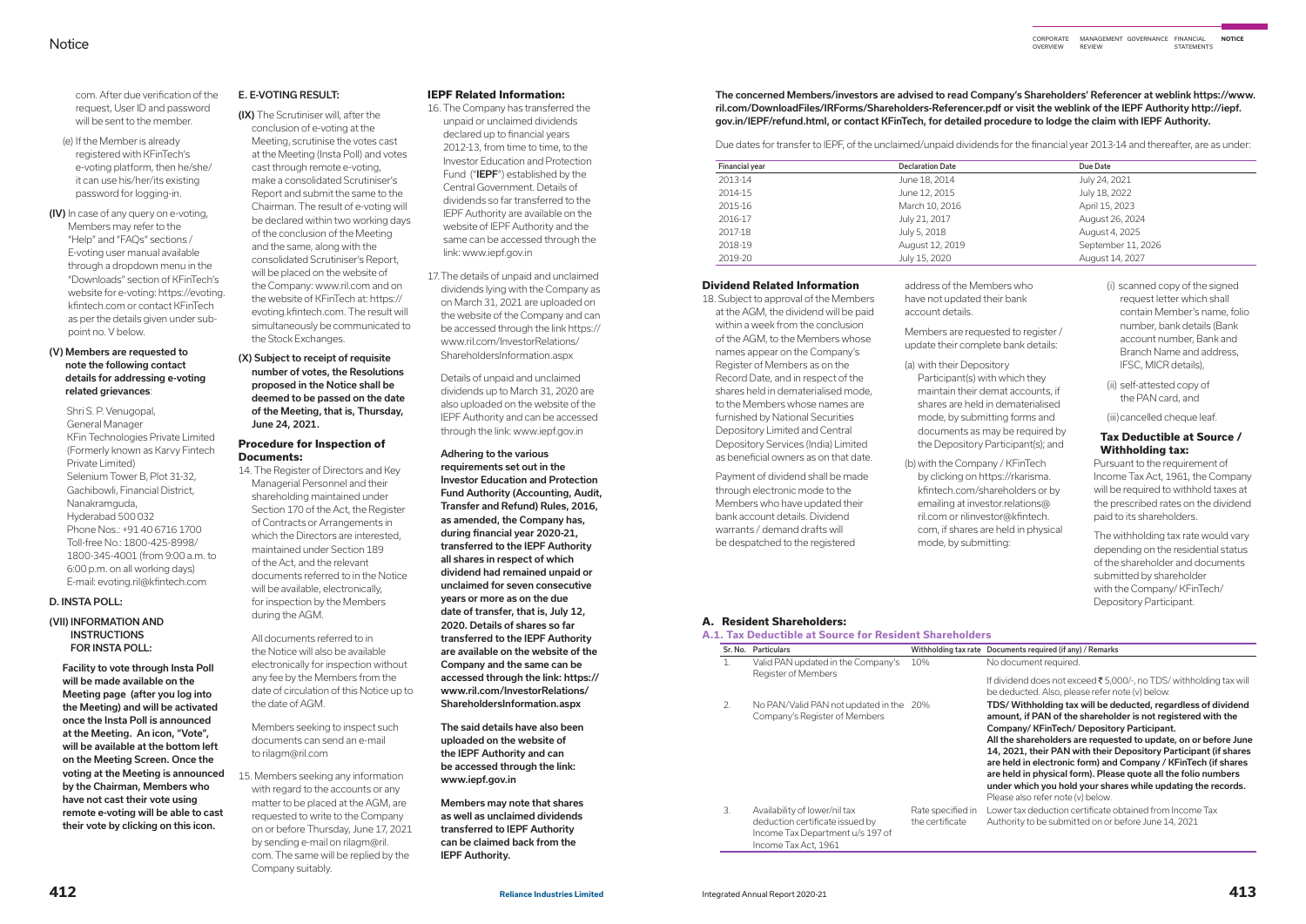com. After due verification of the request, User ID and password will be sent to the member.

(e) If the Member is already registered with KFinTech's e-voting platform, then he/she/ it can use his/her/its existing password for logging-in.

**(IV)** In case of any query on e-voting, Members may refer to the "Help" and "FAQs" sections / E-voting user manual available through a dropdown menu in the "Downloads" section of KFinTech's website for e-voting: https://evoting.kfintech.com or contact KFinTech as per the details given under sub-point no. V below.

**(V) Members are requested to note the following contact details for addressing e-voting related grievances**:

Shri S. P. Venugopal,
General Manager
KFin Technologies Private Limited (Formerly known as Karvy Fintech Private Limited)
Selenium Tower B, Plot 31-32, Gachibowli, Financial District, Nanakramguda,
Hyderabad 500 032
Phone Nos.: +91 40 6716 1700
Toll-free No.: 1800-425-8998/ 1800-345-4001 (from 9:00 a.m. to 6:00 p.m. on all working days)
E-mail: evoting.ril@kfintech.com

**D. INSTA POLL:**

**(VII) INFORMATION AND INSTRUCTIONS FOR INSTA POLL:**

**Facility to vote through Insta Poll will be made available on the Meeting page (after you log into the Meeting) and will be activated once the Insta Poll is announced at the Meeting. An icon, "Vote", will be available at the bottom left on the Meeting Screen. Once the voting at the Meeting is announced by the Chairman, Members who have not cast their vote using remote e-voting will be able to cast their vote by clicking on this icon.**

**E. E-VOTING RESULT:**

**(IX)** The Scrutiniser will, after the conclusion of e-voting at the Meeting, scrutinise the votes cast at the Meeting (Insta Poll) and votes cast through remote e-voting, make a consolidated Scrutiniser's Report and submit the same to the Chairman. The result of e-voting will be declared within two working days of the conclusion of the Meeting and the same, along with the consolidated Scrutiniser's Report, will be placed on the website of the Company: www.ril.com and on the website of KFinTech at: https://evoting.kfintech.com. The result will simultaneously be communicated to the Stock Exchanges.

**(X) Subject to receipt of requisite number of votes, the Resolutions proposed in the Notice shall be deemed to be passed on the date of the Meeting, that is, Thursday, June 24, 2021.**

## Procedure for Inspection of Documents:

14. The Register of Directors and Key Managerial Personnel and their shareholding maintained under Section 170 of the Act, the Register of Contracts or Arrangements in which the Directors are interested, maintained under Section 189 of the Act, and the relevant documents referred to in the Notice will be available, electronically, for inspection by the Members during the AGM.

All documents referred to in the Notice will also be available electronically for inspection without any fee by the Members from the date of circulation of this Notice up to the date of AGM.

Members seeking to inspect such documents can send an e-mail to rilagm@ril.com

15. Members seeking any information with regard to the accounts or any matter to be placed at the AGM, are requested to write to the Company on or before Thursday, June 17, 2021 by sending e-mail on rilagm@ril.com. The same will be replied by the Company suitably.

## IEPF Related Information:

16. The Company has transferred the unpaid or unclaimed dividends declared up to financial years 2012-13, from time to time, to the Investor Education and Protection Fund ("**IEPF**") established by the Central Government. Details of dividends so far transferred to the IEPF Authority are available on the website of IEPF Authority and the same can be accessed through the link: www.iepf.gov.in

17. The details of unpaid and unclaimed dividends lying with the Company as on March 31, 2021 are uploaded on the website of the Company and can be accessed through the link https://www.ril.com/InvestorRelations/ShareholdersInformation.aspx

Details of unpaid and unclaimed dividends up to March 31, 2020 are also uploaded on the website of the IEPF Authority and can be accessed through the link: www.iepf.gov.in

**Adhering to the various requirements set out in the Investor Education and Protection Fund Authority (Accounting, Audit, Transfer and Refund) Rules, 2016, as amended, the Company has, during financial year 2020-21, transferred to the IEPF Authority all shares in respect of which dividend had remained unpaid or unclaimed for seven consecutive years or more as on the due date of transfer, that is, July 12, 2020. Details of shares so far transferred to the IEPF Authority are available on the website of the Company and the same can be accessed through the link: https://www.ril.com/InvestorRelations/ShareholdersInformation.aspx**

**The said details have also been uploaded on the website of the IEPF Authority and can be accessed through the link: www.iepf.gov.in**

**Members may note that shares as well as unclaimed dividends transferred to IEPF Authority can be claimed back from the IEPF Authority.**

**The concerned Members/investors are advised to read Company's Shareholders' Referencer at weblink https://www.ril.com/DownloadFiles/IRForms/Shareholders-Referencer.pdf or visit the weblink of the IEPF Authority http://iepf.gov.in/IEPF/refund.html, or contact KFinTech, for detailed procedure to lodge the claim with IEPF Authority.**

Due dates for transfer to IEPF, of the unclaimed/unpaid dividends for the financial year 2013-14 and thereafter, are as under:

| Financial year | Declaration Date | Due Date |
|---|---|---|
| 2013-14 | June 18, 2014 | July 24, 2021 |
| 2014-15 | June 12, 2015 | July 18, 2022 |
| 2015-16 | March 10, 2016 | April 15, 2023 |
| 2016-17 | July 21, 2017 | August 26, 2024 |
| 2017-18 | July 5, 2018 | August 4, 2025 |
| 2018-19 | August 12, 2019 | September 11, 2026 |
| 2019-20 | July 15, 2020 | August 14, 2027 |

## Dividend Related Information

18. Subject to approval of the Members at the AGM, the dividend will be paid within a week from the conclusion of the AGM, to the Members whose names appear on the Company's Register of Members as on the Record Date, and in respect of the shares held in dematerialised mode, to the Members whose names are furnished by National Securities Depository Limited and Central Depository Services (India) Limited as beneficial owners as on that date.

Payment of dividend shall be made through electronic mode to the Members who have updated their bank account details. Dividend warrants / demand drafts will be despatched to the registered address of the Members who have not updated their bank account details.

Members are requested to register / update their complete bank details:

(a) with their Depository Participant(s) with which they maintain their demat accounts, if shares are held in dematerialised mode, by submitting forms and documents as may be required by the Depository Participant(s); and

(b) with the Company / KFinTech by clicking on https://rkarisma.kfintech.com/shareholders or by emailing at investor.relations@ril.com or rilinvestor@kfintech.com, if shares are held in physical mode, by submitting:

(i) scanned copy of the signed request letter which shall contain Member's name, folio number, bank details (Bank account number, Bank and Branch Name and address, IFSC, MICR details),

(ii) self-attested copy of the PAN card, and

(iii) cancelled cheque leaf.

### Tax Deductible at Source / Withholding tax:

Pursuant to the requirement of Income Tax Act, 1961, the Company will be required to withhold taxes at the prescribed rates on the dividend paid to its shareholders.

The withholding tax rate would vary depending on the residential status of the shareholder and documents submitted by shareholder with the Company/ KFinTech/ Depository Participant.

## A. Resident Shareholders:

### A.1. Tax Deductible at Source for Resident Shareholders

| Sr. No. | Particulars | Withholding tax rate | Documents required (if any) / Remarks |
|---|---|---|---|
| 1. | Valid PAN updated in the Company's Register of Members | 10% | No document required.<br>If dividend does not exceed ₹ 5,000/-, no TDS/ withholding tax will be deducted. Also, please refer note (v) below. |
| 2. | No PAN/Valid PAN not updated in the Company's Register of Members | 20% | **TDS/ Withholding tax will be deducted, regardless of dividend amount, if PAN of the shareholder is not registered with the Company/ KFinTech/ Depository Participant.**<br>**All the shareholders are requested to update, on or before June 14, 2021, their PAN with their Depository Participant (if shares are held in electronic form) and Company / KFinTech (if shares are held in physical form). Please quote all the folio numbers under which you hold your shares while updating the records.**<br>Please also refer note (v) below. |
| 3. | Availability of lower/nil tax deduction certificate issued by Income Tax Department u/s 197 of Income Tax Act, 1961 | Rate specified in the certificate | Lower tax deduction certificate obtained from Income Tax Authority to be submitted on or before June 14, 2021 |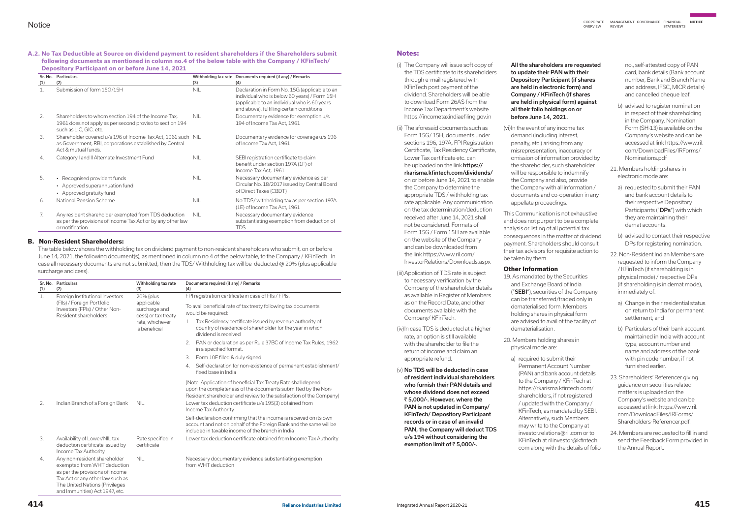**A.2. No Tax Deductible at Source on dividend payment to resident shareholders if the Shareholders submit following documents as mentioned in column no.4 of the below table with the Company / KFinTech/ Depository Participant on or before June 14, 2021**

| Sr. No. (1) | Particulars (2) | Withholding tax rate (3) | Documents required (if any) / Remarks (4) |
|---|---|---|---|
| 1. | Submission of form 15G/15H | NIL | Declaration in Form No. 15G (applicable to an individual who is below 60 years) / Form 15H (applicable to an individual who is 60 years and above), fulfilling certain conditions |
| 2. | Shareholders to whom section 194 of the Income Tax, 1961 does not apply as per second proviso to section 194 such as LIC, GIC. etc. | NIL | Documentary evidence for exemption u/s 194 of Income Tax Act, 1961 |
| 3. | Shareholder covered u/s 196 of Income Tax Act, 1961 such as Government, RBI, corporations established by Central Act & mutual funds. | NIL | Documentary evidence for coverage u/s 196 of Income Tax Act, 1961 |
| 4. | Category I and II Alternate Investment Fund | NIL | SEBI registration certificate to claim benefit under section 197A (1F) of Income Tax Act, 1961 |
| 5. | • Recognised provident funds<br>• Approved superannuation fund<br>• Approved gratuity fund | NIL | Necessary documentary evidence as per Circular No. 18/2017 issued by Central Board of Direct Taxes (CBDT) |
| 6. | National Pension Scheme | NIL | No TDS/ withholding tax as per section 197A (1E) of Income Tax Act, 1961 |
| 7. | Any resident shareholder exempted from TDS deduction as per the provisions of Income Tax Act or by any other law or notification | NIL | Necessary documentary evidence substantiating exemption from deduction of TDS |

### B. Non-Resident Shareholders:

The table below shows the withholding tax on dividend payment to non-resident shareholders who submit, on or before June 14, 2021, the following document(s), as mentioned in column no.4 of the below table, to the Company / KFinTech. In case all necessary documents are not submitted, then the TDS/ Withholding tax will be deducted @ 20% (plus applicable surcharge and cess).

| Sr. No. (1) | Particulars (2) | Withholding tax rate (3) | Documents required (if any) / Remarks (4) |
|---|---|---|---|
| 1. | Foreign Institutional Investors (FIIs) / Foreign Portfolio Investors (FPIs) / Other Non-Resident shareholders | 20% (plus applicable surcharge and cess) or tax treaty rate, whichever is beneficial | FPI registration certificate in case of FIIs / FPIs.<br>To avail beneficial rate of tax treaty following tax documents would be required:<br>1. Tax Residency certificate issued by revenue authority of country of residence of shareholder for the year in which dividend is received<br>2. PAN or declaration as per Rule 37BC of Income Tax Rules, 1962 in a specified format.<br>3. Form 10F filled & duly signed<br>4. Self-declaration for non-existence of permanent establishment/ fixed base in India<br>(Note: Application of beneficial Tax Treaty Rate shall depend upon the completeness of the documents submitted by the Non-Resident shareholder and review to the satisfaction of the Company) |
| 2. | Indian Branch of a Foreign Bank | NIL | Lower tax deduction certificate u/s 195(3) obtained from Income Tax Authority<br>Self-declaration confirming that the income is received on its own account and not on behalf of the Foreign Bank and the same will be included in taxable income of the branch in India |
| 3. | Availability of Lower/NIL tax deduction certificate issued by Income Tax Authority | Rate specified in certificate | Lower tax deduction certificate obtained from Income Tax Authority |
| 4. | Any non-resident shareholder exempted from WHT deduction as per the provisions of Income Tax Act or any other law such as The United Nations (Privileges and Immunities) Act 1947, etc. | NIL | Necessary documentary evidence substantiating exemption from WHT deduction |

## Notes:

(i) The Company will issue soft copy of the TDS certificate to its shareholders through e-mail registered with KFinTech post payment of the dividend. Shareholders will be able to download Form 26AS from the Income Tax Department's website https://incometaxindiaefiling.gov.in

(ii) The aforesaid documents such as Form 15G/ 15H, documents under sections 196, 197A, FPI Registration Certificate, Tax Residency Certificate, Lower Tax certificate etc. can be uploaded on the link **https://rkarisma.kfintech.com/dividends/** on or before June 14, 2021 to enable the Company to determine the appropriate TDS / withholding tax rate applicable. Any communication on the tax determination/deduction received after June 14, 2021 shall not be considered. Formats of Form 15G / Form 15H are available on the website of the Company and can be downloaded from the link https://www.ril.com/InvestorRelations/Downloads.aspx

(iii) Application of TDS rate is subject to necessary verification by the Company of the shareholder details as available in Register of Members as on the Record Date, and other documents available with the Company/ KFinTech.

(iv) In case TDS is deducted at a higher rate, an option is still available with the shareholder to file the return of income and claim an appropriate refund.

(v) **No TDS will be deducted in case of resident individual shareholders who furnish their PAN details and whose dividend does not exceed ₹ 5,000/-. However, where the PAN is not updated in Company/ KFinTech/ Depository Participant records or in case of an invalid PAN, the Company will deduct TDS u/s 194 without considering the exemption limit of ₹ 5,000/-.**

**All the shareholders are requested to update their PAN with their Depository Participant (if shares are held in electronic form) and Company / KFinTech (if shares are held in physical form) against all their folio holdings on or before June 14, 2021.**

(vi) In the event of any income tax demand (including interest, penalty, etc.) arising from any misrepresentation, inaccuracy or omission of information provided by the shareholder, such shareholder will be responsible to indemnify the Company and also, provide the Company with all information / documents and co-operation in any appellate proceedings.

This Communication is not exhaustive and does not purport to be a complete analysis or listing of all potential tax consequences in the matter of dividend payment. Shareholders should consult their tax advisors for requisite action to be taken by them.

### Other Information

19. As mandated by the Securities and Exchange Board of India ("**SEBI**"), securities of the Company can be transferred/traded only in dematerialised form. Members holding shares in physical form are advised to avail of the facility of dematerialisation.

20. Members holding shares in physical mode are:

    a) required to submit their Permanent Account Number (PAN) and bank account details to the Company / KFinTech at https://rkarisma.kfintech.com/shareholders, if not registered / updated with the Company / KFinTech, as mandated by SEBI. Alternatively, such Members may write to the Company at investor.relations@ril.com or to KFinTech at rilinvestor@kfintech.com along with the details of folio no., self-attested copy of PAN card, bank details (Bank account number, Bank and Branch Name and address, IFSC, MICR details) and cancelled cheque leaf.

    b) advised to register nomination in respect of their shareholding in the Company. Nomination Form (SH-13) is available on the Company's website and can be accessed at link https://www.ril.com/DownloadFiles/IRForms/Nominations.pdf

21. Members holding shares in electronic mode are:

    a) requested to submit their PAN and bank account details to their respective Depository Participants ("**DPs**") with which they are maintaining their demat accounts.

    b) advised to contact their respective DPs for registering nomination.

22. Non-Resident Indian Members are requested to inform the Company / KFinTech (if shareholding is in physical mode) / respective DPs (if shareholding is in demat mode), immediately of:

    a) Change in their residential status on return to India for permanent settlement; and

    b) Particulars of their bank account maintained in India with account type, account number and name and address of the bank with pin code number, if not furnished earlier.

23. Shareholders' Referencer giving guidance on securities related matters is uploaded on the Company's website and can be accessed at link: https://www.ril.com/DownloadFiles/IRForms/Shareholders-Referencer.pdf.

24. Members are requested to fill in and send the Feedback Form provided in the Annual Report.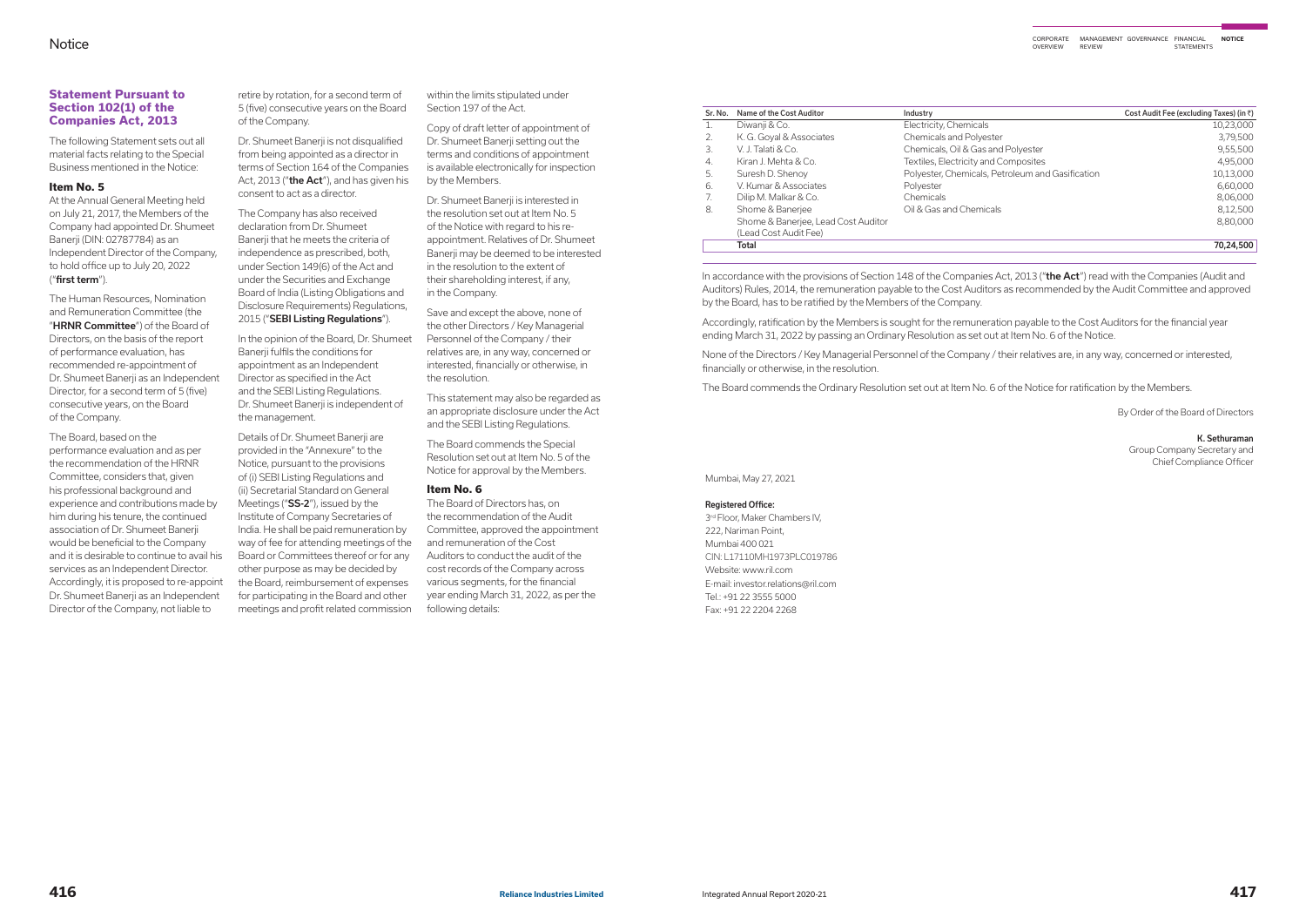## Statement Pursuant to Section 102(1) of the Companies Act, 2013

The following Statement sets out all material facts relating to the Special Business mentioned in the Notice:

### Item No. 5

At the Annual General Meeting held on July 21, 2017, the Members of the Company had appointed Dr. Shumeet Banerji (DIN: 02787784) as an Independent Director of the Company, to hold office up to July 20, 2022 ("**first term**").

The Human Resources, Nomination and Remuneration Committee (the "**HRNR Committee**") of the Board of Directors, on the basis of the report of performance evaluation, has recommended re-appointment of Dr. Shumeet Banerji as an Independent Director, for a second term of 5 (five) consecutive years, on the Board of the Company.

The Board, based on the performance evaluation and as per the recommendation of the HRNR Committee, considers that, given his professional background and experience and contributions made by him during his tenure, the continued association of Dr. Shumeet Banerji would be beneficial to the Company and it is desirable to continue to avail his services as an Independent Director. Accordingly, it is proposed to re-appoint Dr. Shumeet Banerji as an Independent Director of the Company, not liable to retire by rotation, for a second term of 5 (five) consecutive years on the Board of the Company.

Dr. Shumeet Banerji is not disqualified from being appointed as a director in terms of Section 164 of the Companies Act, 2013 ("**the Act**"), and has given his consent to act as a director.

The Company has also received declaration from Dr. Shumeet Banerji that he meets the criteria of independence as prescribed, both, under Section 149(6) of the Act and under the Securities and Exchange Board of India (Listing Obligations and Disclosure Requirements) Regulations, 2015 ("**SEBI Listing Regulations**").

In the opinion of the Board, Dr. Shumeet Banerji fulfils the conditions for appointment as an Independent Director as specified in the Act and the SEBI Listing Regulations. Dr. Shumeet Banerji is independent of the management.

Details of Dr. Shumeet Banerji are provided in the "Annexure" to the Notice, pursuant to the provisions of (i) SEBI Listing Regulations and (ii) Secretarial Standard on General Meetings ("**SS-2**"), issued by the Institute of Company Secretaries of India. He shall be paid remuneration by way of fee for attending meetings of the Board or Committees thereof or for any other purpose as may be decided by the Board, reimbursement of expenses for participating in the Board and other meetings and profit related commission within the limits stipulated under Section 197 of the Act.

Copy of draft letter of appointment of Dr. Shumeet Banerji setting out the terms and conditions of appointment is available electronically for inspection by the Members.

Dr. Shumeet Banerji is interested in the resolution set out at Item No. 5 of the Notice with regard to his re-appointment. Relatives of Dr. Shumeet Banerji may be deemed to be interested in the resolution to the extent of their shareholding interest, if any, in the Company.

Save and except the above, none of the other Directors / Key Managerial Personnel of the Company / their relatives are, in any way, concerned or interested, financially or otherwise, in the resolution.

This statement may also be regarded as an appropriate disclosure under the Act and the SEBI Listing Regulations.

The Board commends the Special Resolution set out at Item No. 5 of the Notice for approval by the Members.

### Item No. 6

The Board of Directors has, on the recommendation of the Audit Committee, approved the appointment and remuneration of the Cost Auditors to conduct the audit of the cost records of the Company across various segments, for the financial year ending March 31, 2022, as per the following details:

| Sr. No. | Name of the Cost Auditor | Industry | Cost Audit Fee (excluding Taxes) (in ₹) |
|---|---|---|---|
| 1. | Diwanji & Co. | Electricity, Chemicals | 10,23,000 |
| 2. | K. G. Goyal & Associates | Chemicals and Polyester | 3,79,500 |
| 3. | V. J. Talati & Co. | Chemicals, Oil & Gas and Polyester | 9,55,500 |
| 4. | Kiran J. Mehta & Co. | Textiles, Electricity and Composites | 4,95,000 |
| 5. | Suresh D. Shenoy | Polyester, Chemicals, Petroleum and Gasification | 10,13,000 |
| 6. | V. Kumar & Associates | Polyester | 6,60,000 |
| 7. | Dilip M. Malkar & Co. | Chemicals | 8,06,000 |
| 8. | Shome & Banerjee | Oil & Gas and Chemicals | 8,12,500 |
| | Shome & Banerjee, Lead Cost Auditor (Lead Cost Audit Fee) | | 8,80,000 |
| | **Total** | | **70,24,500** |

In accordance with the provisions of Section 148 of the Companies Act, 2013 ("**the Act**") read with the Companies (Audit and Auditors) Rules, 2014, the remuneration payable to the Cost Auditors as recommended by the Audit Committee and approved by the Board, has to be ratified by the Members of the Company.

Accordingly, ratification by the Members is sought for the remuneration payable to the Cost Auditors for the financial year ending March 31, 2022 by passing an Ordinary Resolution as set out at Item No. 6 of the Notice.

None of the Directors / Key Managerial Personnel of the Company / their relatives are, in any way, concerned or interested, financially or otherwise, in the resolution.

The Board commends the Ordinary Resolution set out at Item No. 6 of the Notice for ratification by the Members.

By Order of the Board of Directors

**K. Sethuraman**
Group Company Secretary and
Chief Compliance Officer

Mumbai, May 27, 2021

**Registered Office:**
3rd Floor, Maker Chambers IV,
222, Nariman Point,
Mumbai 400 021
CIN: L17110MH1973PLC019786
Website: www.ril.com
E-mail: investor.relations@ril.com
Tel.: +91 22 3555 5000
Fax: +91 22 2204 2268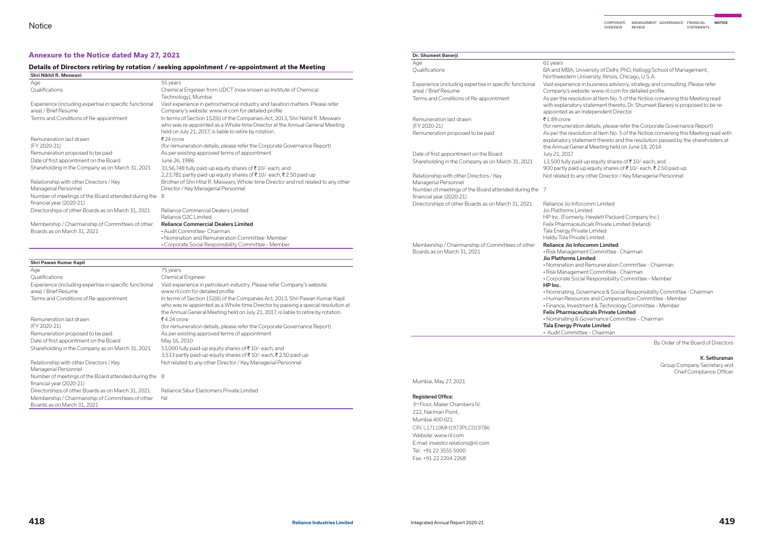## Annexure to the Notice dated May 27, 2021

### Details of Directors retiring by rotation / seeking appointment / re-appointment at the Meeting

| Shri Nikhil R. Meswani | |
|---|---|
| Age | 55 years |
| Qualifications | Chemical Engineer from UDCT (now known as Institute of Chemical Technology), Mumbai |
| Experience (including expertise in specific functional area) / Brief Resume | Vast experience in petrochemical industry and taxation matters. Please refer Company's website: www.ril.com for detailed profile |
| Terms and Conditions of Re-appointment | In terms of Section 152(6) of the Companies Act, 2013, Shri Nikhil R. Meswani who was re-appointed as a Whole-time Director at the Annual General Meeting held on July 21, 2017, is liable to retire by rotation. |
| Remuneration last drawn (FY 2020-21) | ₹ 24 crore (for remuneration details, please refer the Corporate Governance Report) |
| Remuneration proposed to be paid | As per existing approved terms of appointment |
| Date of first appointment on the Board | June 26, 1986 |
| Shareholding in the Company as on March 31, 2021 | 33,56,748 fully paid-up equity shares of ₹ 10/- each; and 2,23,781 partly paid-up equity shares of ₹ 10/- each, ₹ 2.50 paid-up |
| Relationship with other Directors / Key Managerial Personnel | Brother of Shri Hital R. Meswani, Whole-time Director and not related to any other Director / Key Managerial Personnel |
| Number of meetings of the Board attended during the financial year (2020-21) | 8 |
| Directorships of other Boards as on March 31, 2021 | Reliance Commercial Dealers Limited<br>Reliance O2C Limited |
| Membership / Chairmanship of Committees of other Boards as on March 31, 2021 | **Reliance Commercial Dealers Limited**<br>• Audit Committee- Chairman<br>• Nomination and Remuneration Committee- Member<br>• Corporate Social Responsibility Committee – Member |

| Shri Pawan Kumar Kapil | |
|---|---|
| Age | 75 years |
| Qualifications | Chemical Engineer |
| Experience (including expertise in specific functional area) / Brief Resume | Vast experience in petroleum industry. Please refer Company's website: www.ril.com for detailed profile |
| Terms and Conditions of Re-appointment | In terms of Section 152(6) of the Companies Act, 2013, Shri Pawan Kumar Kapil who was re-appointed as a Whole-time Director by passing a special resolution at the Annual General Meeting held on July 21, 2017, is liable to retire by rotation. |
| Remuneration last drawn (FY 2020-21) | ₹ 4.24 crore (for remuneration details, please refer the Corporate Governance Report) |
| Remuneration proposed to be paid | As per existing approved terms of appointment |
| Date of first appointment on the Board | May 16, 2010 |
| Shareholding in the Company as on March 31, 2021 | 53,000 fully paid-up equity shares of ₹ 10/- each; and 3,533 partly paid-up equity shares of ₹ 10/- each, ₹ 2.50 paid-up |
| Relationship with other Directors / Key Managerial Personnel | Not related to any other Director / Key Managerial Personnel |
| Number of meetings of the Board attended during the financial year (2020-21) | 8 |
| Directorships of other Boards as on March 31, 2021 | Reliance Sibur Elastomers Private Limited |
| Membership / Chairmanship of Committees of other Boards as on March 31, 2021 | Nil |

| Dr. Shumeet Banerji | |
|---|---|
| Age | 61 years |
| Qualifications | BA and MBA, University of Delhi; PhD, Kellogg School of Management, Northwestern University, Illinois, Chicago, U.S.A. |
| Experience (including expertise in specific functional area) / Brief Resume | Vast experience in business advisory, strategy and consulting. Please refer Company's website: www.ril.com for detailed profile. |
| Terms and Conditions of Re-appointment | As per the resolution at Item No. 5 of the Notice convening this Meeting read with explanatory statement thereto, Dr. Shumeet Banerji is proposed to be re-appointed as an Independent Director |
| Remuneration last drawn (FY 2020-21) | ₹ 1.89 crore (for remuneration details, please refer the Corporate Governance Report) |
| Remuneration proposed to be paid | As per the resolution at Item No. 5 of the Notice convening this Meeting read with explanatory statement thereto and the resolution passed by the shareholders at the Annual General Meeting held on June 18, 2014 |
| Date of first appointment on the Board | July 21, 2017 |
| Shareholding in the Company as on March 31, 2021 | 13,500 fully paid-up equity shares of ₹ 10/- each; and 900 partly paid-up equity shares of ₹ 10/- each, ₹ 2.50 paid-up |
| Relationship with other Directors / Key Managerial Personnel | Not related to any other Director / Key Managerial Personnel |
| Number of meetings of the Board attended during the financial year (2020-21) | 7 |
| Directorships of other Boards as on March 31, 2021 | Reliance Jio Infocomm Limited<br>Jio Platforms Limited<br>HP Inc. (Formerly, Hewlett Packard Company Inc.)<br>Felix Pharmaceuticals Private Limited (Ireland)<br>Tala Energy Private Limited<br>Haldu Tola Private Limited |
| Membership / Chairmanship of Committees of other Boards as on March 31, 2021 | **Reliance Jio Infocomm Limited**<br>• Risk Management Committee - Chairman<br>**Jio Platforms Limited**<br>• Nomination and Remuneration Committee – Chairman<br>• Risk Management Committee - Chairman<br>• Corporate Social Responsibility Committee – Member<br>**HP Inc.**<br>• Nominating, Governance & Social Responsibility Committee - Chairman<br>• Human Resources and Compensation Committee - Member<br>• Finance, Investment & Technology Committee – Member<br>**Felix Pharmaceuticals Private Limited**<br>• Nominating & Governance Committee – Chairman<br>**Tala Energy Private Limited**<br>• Audit Committee – Chairman |

By Order of the Board of Directors

**K. Sethuraman**
Group Company Secretary and Chief Compliance Officer

Mumbai, May 27, 2021

**Registered Office:**
3rd Floor, Maker Chambers IV,
222, Nariman Point,
Mumbai 400 021
CIN: L17110MH1973PLC019786
Website: www.ril.com
E-mail: investor.relations@ril.com
Tel.: +91 22 3555 5000
Fax: +91 22 2204 2268